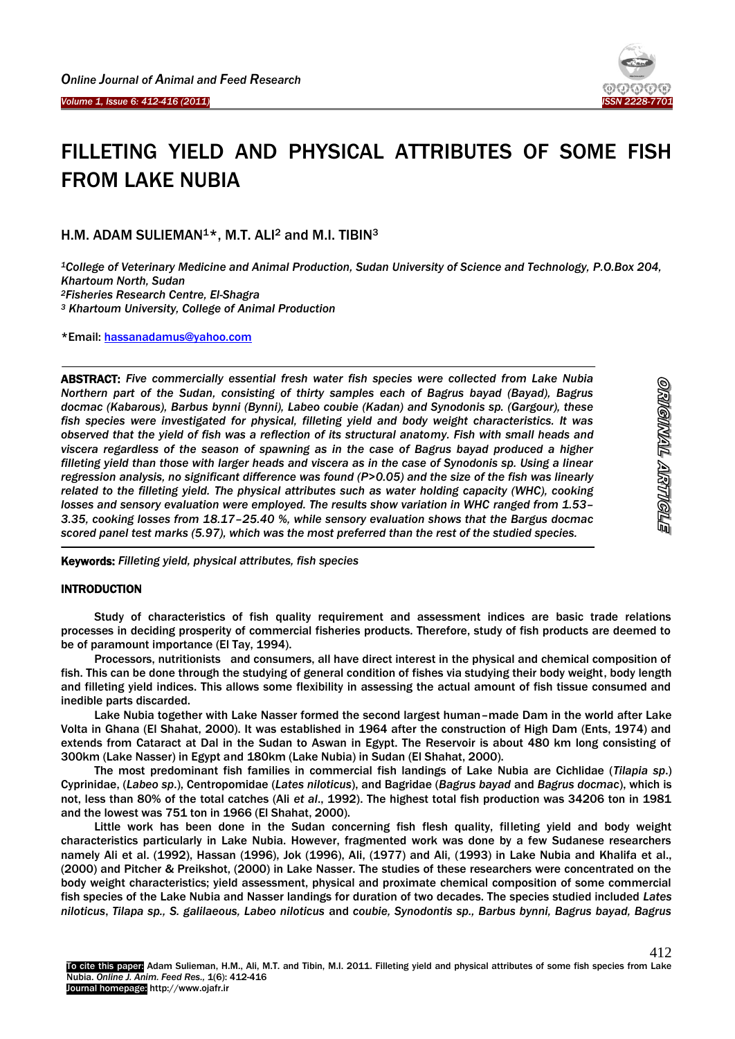# FILLETING YIELD AND PHYSICAL ATTRIBUTES OF SOME FISH FROM LAKE NUBIA

H.M. ADAM SULIEMAN[1]*, M.T. ALI[2] and M.I. TIBIN[3]

*[1]College of Veterinary Medicine and Animal Production, Sudan University of Science and Technology, P.O.Box 204, Khartoum North, Sudan*
*[2]Fisheries Research Centre, El-Shagra*
*[3] Khartoum University, College of Animal Production*

*Email: hassanadamus@yahoo.com

**ABSTRACT:** *Five commercially essential fresh water fish species were collected from Lake Nubia Northern part of the Sudan, consisting of thirty samples each of Bagrus bayad (Bayad), Bagrus docmac (Kabarous), Barbus bynni (Bynni), Labeo coubie (Kadan) and Synodonis sp. (Gargour), these fish species were investigated for physical, filleting yield and body weight characteristics. It was observed that the yield of fish was a reflection of its structural anatomy. Fish with small heads and viscera regardless of the season of spawning as in the case of Bagrus bayad produced a higher filleting yield than those with larger heads and viscera as in the case of Synodonis sp. Using a linear regression analysis, no significant difference was found (P>0.05) and the size of the fish was linearly related to the filleting yield. The physical attributes such as water holding capacity (WHC), cooking losses and sensory evaluation were employed. The results show variation in WHC ranged from 1.53–3.35, cooking losses from 18.17–25.40 %, while sensory evaluation shows that the Bargus docmac scored panel test marks (5.97), which was the most preferred than the rest of the studied species.*

**Keywords:** *Filleting yield, physical attributes, fish species*

## INTRODUCTION

Study of characteristics of fish quality requirement and assessment indices are basic trade relations processes in deciding prosperity of commercial fisheries products. Therefore, study of fish products are deemed to be of paramount importance (El Tay, 1994).

Processors, nutritionists and consumers, all have direct interest in the physical and chemical composition of fish. This can be done through the studying of general condition of fishes via studying their body weight, body length and filleting yield indices. This allows some flexibility in assessing the actual amount of fish tissue consumed and inedible parts discarded.

Lake Nubia together with Lake Nasser formed the second largest human–made Dam in the world after Lake Volta in Ghana (El Shahat, 2000). It was established in 1964 after the construction of High Dam (Ents, 1974) and extends from Cataract at Dal in the Sudan to Aswan in Egypt. The Reservoir is about 480 km long consisting of 300km (Lake Nasser) in Egypt and 180km (Lake Nubia) in Sudan (El Shahat, 2000).

The most predominant fish families in commercial fish landings of Lake Nubia are Cichlidae (*Tilapia sp.*) Cyprinidae, (*Labeo sp.*), Centropomidae (*Lates niloticus*), and Bagridae (*Bagrus bayad* and *Bagrus docmac*), which is not, less than 80% of the total catches (Ali *et al*., 1992). The highest total fish production was 34206 ton in 1981 and the lowest was 751 ton in 1966 (El Shahat, 2000).

Little work has been done in the Sudan concerning fish flesh quality, filleting yield and body weight characteristics particularly in Lake Nubia. However, fragmented work was done by a few Sudanese researchers namely Ali et al. (1992), Hassan (1996), Jok (1996), Ali, (1977) and Ali, (1993) in Lake Nubia and Khalifa et al., (2000) and Pitcher & Preikshot, (2000) in Lake Nasser. The studies of these researchers were concentrated on the body weight characteristics; yield assessment, physical and proximate chemical composition of some commercial fish species of the Lake Nubia and Nasser landings for duration of two decades. The species studied included *Lates niloticus*, *Tilapa sp., S. galilaeous, Labeo niloticus* and *coubie, Synodontis sp., Barbus bynni, Bagrus bayad, Bagrus*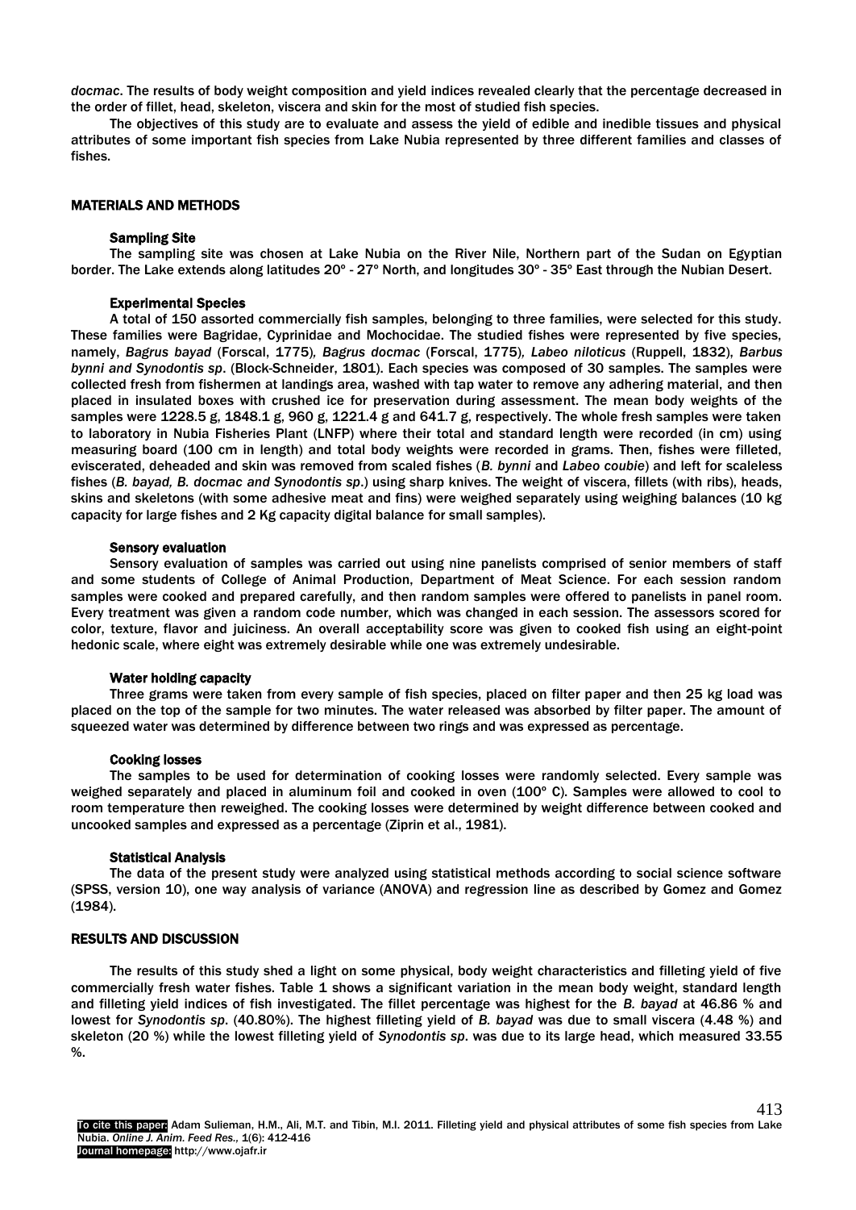*docmac*. The results of body weight composition and yield indices revealed clearly that the percentage decreased in the order of fillet, head, skeleton, viscera and skin for the most of studied fish species.

The objectives of this study are to evaluate and assess the yield of edible and inedible tissues and physical attributes of some important fish species from Lake Nubia represented by three different families and classes of fishes.

## MATERIALS AND METHODS

### Sampling Site

The sampling site was chosen at Lake Nubia on the River Nile, Northern part of the Sudan on Egyptian border. The Lake extends along latitudes 20° - 27° North, and longitudes 30° - 35° East through the Nubian Desert.

### Experimental Species

A total of 150 assorted commercially fish samples, belonging to three families, were selected for this study. These families were Bagridae, Cyprinidae and Mochocidae. The studied fishes were represented by five species, namely, *Bagrus bayad* (Forscal, 1775), *Bagrus docmac* (Forscal, 1775), *Labeo niloticus* (Ruppell, 1832), *Barbus bynni and Synodontis sp*. (Block-Schneider, 1801). Each species was composed of 30 samples. The samples were collected fresh from fishermen at landings area, washed with tap water to remove any adhering material, and then placed in insulated boxes with crushed ice for preservation during assessment. The mean body weights of the samples were 1228.5 g, 1848.1 g, 960 g, 1221.4 g and 641.7 g, respectively. The whole fresh samples were taken to laboratory in Nubia Fisheries Plant (LNFP) where their total and standard length were recorded (in cm) using measuring board (100 cm in length) and total body weights were recorded in grams. Then, fishes were filleted, eviscerated, deheaded and skin was removed from scaled fishes (*B. bynni* and *Labeo coubie*) and left for scaleless fishes (*B. bayad, B. docmac and Synodontis sp*.) using sharp knives. The weight of viscera, fillets (with ribs), heads, skins and skeletons (with some adhesive meat and fins) were weighed separately using weighing balances (10 kg capacity for large fishes and 2 Kg capacity digital balance for small samples).

### Sensory evaluation

Sensory evaluation of samples was carried out using nine panelists comprised of senior members of staff and some students of College of Animal Production, Department of Meat Science. For each session random samples were cooked and prepared carefully, and then random samples were offered to panelists in panel room. Every treatment was given a random code number, which was changed in each session. The assessors scored for color, texture, flavor and juiciness. An overall acceptability score was given to cooked fish using an eight-point hedonic scale, where eight was extremely desirable while one was extremely undesirable.

### Water holding capacity

Three grams were taken from every sample of fish species, placed on filter paper and then 25 kg load was placed on the top of the sample for two minutes. The water released was absorbed by filter paper. The amount of squeezed water was determined by difference between two rings and was expressed as percentage.

### Cooking losses

The samples to be used for determination of cooking losses were randomly selected. Every sample was weighed separately and placed in aluminum foil and cooked in oven (100° C). Samples were allowed to cool to room temperature then reweighed. The cooking losses were determined by weight difference between cooked and uncooked samples and expressed as a percentage (Ziprin et al., 1981).

### Statistical Analysis

The data of the present study were analyzed using statistical methods according to social science software (SPSS, version 10), one way analysis of variance (ANOVA) and regression line as described by Gomez and Gomez (1984).

## RESULTS AND DISCUSSION

The results of this study shed a light on some physical, body weight characteristics and filleting yield of five commercially fresh water fishes. Table 1 shows a significant variation in the mean body weight, standard length and filleting yield indices of fish investigated. The fillet percentage was highest for the *B. bayad* at 46.86 % and lowest for *Synodontis sp*. (40.80%). The highest filleting yield of *B. bayad* was due to small viscera (4.48 %) and skeleton (20 %) while the lowest filleting yield of *Synodontis sp*. was due to its large head, which measured 33.55 %.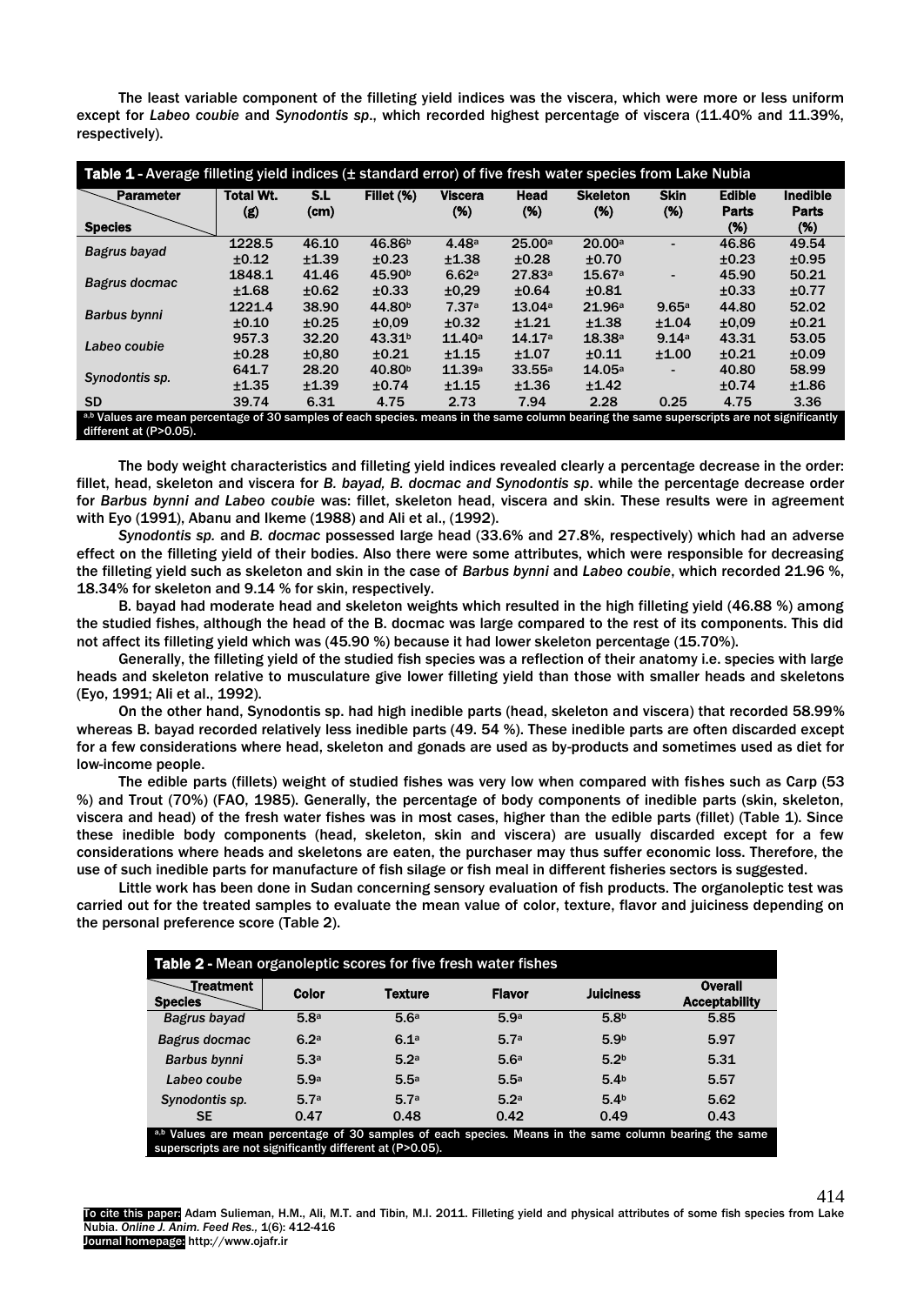The least variable component of the filleting yield indices was the viscera, which were more or less uniform except for *Labeo coubie* and *Synodontis sp*., which recorded highest percentage of viscera (11.40% and 11.39%, respectively).

**Table 1** - Average filleting yield indices (± standard error) of five fresh water species from Lake Nubia

| Species \ Parameter | Total Wt. (g) | S.L (cm) | Fillet (%) | Viscera (%) | Head (%) | Skeleton (%) | Skin (%) | Edible Parts (%) | Inedible Parts (%) |
|---|---|---|---|---|---|---|---|---|---|
| *Bagrus bayad* | 1228.5 ±0.12 | 46.10 ±1.39 | 46.86[b] ±0.23 | 4.48[a] ±1.38 | 25.00[a] ±0.28 | 20.00[a] ±0.70 | - | 46.86 ±0.23 | 49.54 ±0.95 |
| *Bagrus docmac* | 1848.1 ±1.68 | 41.46 ±0.62 | 45.90[b] ±0.33 | 6.62[a] ±0,29 | 27.83[a] ±0.64 | 15.67[a] ±0.81 | - | 45.90 ±0.33 | 50.21 ±0.77 |
| *Barbus bynni* | 1221.4 ±0.10 | 38.90 ±0.25 | 44.80[b] ±0,09 | 7.37[a] ±0.32 | 13.04[a] ±1.21 | 21.96[a] ±1.38 | 9.65[a] ±1.04 | 44.80 ±0,09 | 52.02 ±0.21 |
| *Labeo coubie* | 957.3 ±0.28 | 32.20 ±0,80 | 43.31[b] ±0.21 | 11.40[a] ±1.15 | 14.17[a] ±1.07 | 18.38[a] ±0.11 | 9.14[a] ±1.00 | 43.31 ±0.21 | 53.05 ±0.09 |
| *Synodontis sp.* | 641.7 ±1.35 | 28.20 ±1.39 | 40.80[b] ±0.74 | 11.39[a] ±1.15 | 33.55[a] ±1.36 | 14.05[a] ±1.42 | - | 40.80 ±0.74 | 58.99 ±1.86 |
| SD | 39.74 | 6.31 | 4.75 | 2.73 | 7.94 | 2.28 | 0.25 | 4.75 | 3.36 |

[a,b] Values are mean percentage of 30 samples of each species. means in the same column bearing the same superscripts are not significantly different at (P>0.05).

The body weight characteristics and filleting yield indices revealed clearly a percentage decrease in the order: fillet, head, skeleton and viscera for *B. bayad, B. docmac and Synodontis sp*. while the percentage decrease order for *Barbus bynni and Labeo coubie* was: fillet, skeleton head, viscera and skin. These results were in agreement with Eyo (1991), Abanu and Ikeme (1988) and Ali et al., (1992).

*Synodontis sp.* and *B. docmac* possessed large head (33.6% and 27.8%, respectively) which had an adverse effect on the filleting yield of their bodies. Also there were some attributes, which were responsible for decreasing the filleting yield such as skeleton and skin in the case of *Barbus bynni* and *Labeo coubie*, which recorded 21.96 %, 18.34% for skeleton and 9.14 % for skin, respectively.

B. bayad had moderate head and skeleton weights which resulted in the high filleting yield (46.88 %) among the studied fishes, although the head of the B. docmac was large compared to the rest of its components. This did not affect its filleting yield which was (45.90 %) because it had lower skeleton percentage (15.70%).

Generally, the filleting yield of the studied fish species was a reflection of their anatomy i.e. species with large heads and skeleton relative to musculature give lower filleting yield than those with smaller heads and skeletons (Eyo, 1991; Ali et al., 1992).

On the other hand, Synodontis sp. had high inedible parts (head, skeleton and viscera) that recorded 58.99% whereas B. bayad recorded relatively less inedible parts (49. 54 %). These inedible parts are often discarded except for a few considerations where head, skeleton and gonads are used as by-products and sometimes used as diet for low-income people.

The edible parts (fillets) weight of studied fishes was very low when compared with fishes such as Carp (53 %) and Trout (70%) (FAO, 1985). Generally, the percentage of body components of inedible parts (skin, skeleton, viscera and head) of the fresh water fishes was in most cases, higher than the edible parts (fillet) (Table 1). Since these inedible body components (head, skeleton, skin and viscera) are usually discarded except for a few considerations where heads and skeletons are eaten, the purchaser may thus suffer economic loss. Therefore, the use of such inedible parts for manufacture of fish silage or fish meal in different fisheries sectors is suggested.

Little work has been done in Sudan concerning sensory evaluation of fish products. The organoleptic test was carried out for the treated samples to evaluate the mean value of color, texture, flavor and juiciness depending on the personal preference score (Table 2).

**Table 2** - Mean organoleptic scores for five fresh water fishes

| Species \ Treatment | Color | Texture | Flavor | Juiciness | Overall Acceptability |
|---|---|---|---|---|---|
| *Bagrus bayad* | 5.8[a] | 5.6[a] | 5.9[a] | 5.8[b] | 5.85 |
| *Bagrus docmac* | 6.2[a] | 6.1[a] | 5.7[a] | 5.9[b] | 5.97 |
| *Barbus bynni* | 5.3[a] | 5.2[a] | 5.6[a] | 5.2[b] | 5.31 |
| *Labeo coube* | 5.9[a] | 5.5[a] | 5.5[a] | 5.4[b] | 5.57 |
| *Synodontis sp.* | 5.7[a] | 5.7[a] | 5.2[a] | 5.4[b] | 5.62 |
| SE | 0.47 | 0.48 | 0.42 | 0.49 | 0.43 |

[a,b] Values are mean percentage of 30 samples of each species. Means in the same column bearing the same superscripts are not significantly different at (P>0.05).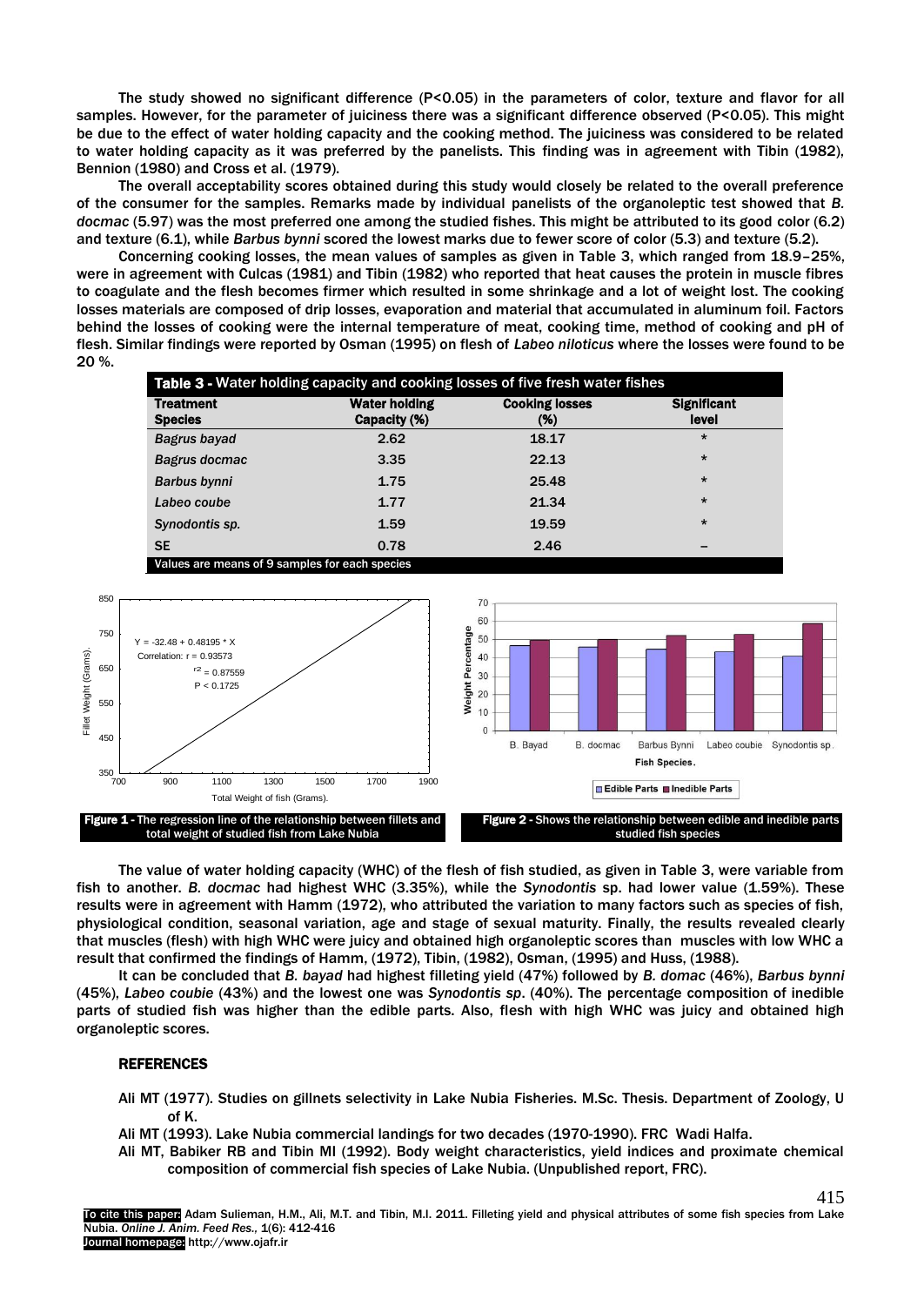The study showed no significant difference ($P<0.05$) in the parameters of color, texture and flavor for all samples. However, for the parameter of juiciness there was a significant difference observed ($P<0.05$). This might be due to the effect of water holding capacity and the cooking method. The juiciness was considered to be related to water holding capacity as it was preferred by the panelists. This finding was in agreement with Tibin (1982), Bennion (1980) and Cross et al. (1979).

The overall acceptability scores obtained during this study would closely be related to the overall preference of the consumer for the samples. Remarks made by individual panelists of the organoleptic test showed that *B. docmac* (5.97) was the most preferred one among the studied fishes. This might be attributed to its good color (6.2) and texture (6.1), while *Barbus bynni* scored the lowest marks due to fewer score of color (5.3) and texture (5.2).

Concerning cooking losses, the mean values of samples as given in Table 3, which ranged from 18.9–25%, were in agreement with Culcas (1981) and Tibin (1982) who reported that heat causes the protein in muscle fibres to coagulate and the flesh becomes firmer which resulted in some shrinkage and a lot of weight lost. The cooking losses materials are composed of drip losses, evaporation and material that accumulated in aluminum foil. Factors behind the losses of cooking were the internal temperature of meat, cooking time, method of cooking and pH of flesh. Similar findings were reported by Osman (1995) on flesh of *Labeo niloticus* where the losses were found to be 20 %.

**Table 3 - Water holding capacity and cooking losses of five fresh water fishes**

| Treatment Species | Water holding Capacity (%) | Cooking losses (%) | Significant level |
|---|---|---|---|
| *Bagrus bayad* | 2.62 | 18.17 | * |
| *Bagrus docmac* | 3.35 | 22.13 | * |
| *Barbus bynni* | 1.75 | 25.48 | * |
| *Labeo coube* | 1.77 | 21.34 | * |
| *Synodontis sp.* | 1.59 | 19.59 | * |
| **SE** | 0.78 | 2.46 | – |

Values are means of 9 samples for each species

**Figure 1** - The regression line of the relationship between fillets and total weight of studied fish from Lake Nubia

**Figure 2** - Shows the relationship between edible and inedible parts studied fish species

The value of water holding capacity (WHC) of the flesh of fish studied, as given in Table 3, were variable from fish to another. *B. docmac* had highest WHC (3.35%), while the *Synodontis* sp. had lower value (1.59%). These results were in agreement with Hamm (1972), who attributed the variation to many factors such as species of fish, physiological condition, seasonal variation, age and stage of sexual maturity. Finally, the results revealed clearly that muscles (flesh) with high WHC were juicy and obtained high organoleptic scores than muscles with low WHC a result that confirmed the findings of Hamm, (1972), Tibin, (1982), Osman, (1995) and Huss, (1988).

It can be concluded that *B. bayad* had highest filleting yield (47%) followed by *B. domac* (46%), *Barbus bynni* (45%), *Labeo coubie* (43%) and the lowest one was *Synodontis sp*. (40%). The percentage composition of inedible parts of studied fish was higher than the edible parts. Also, flesh with high WHC was juicy and obtained high organoleptic scores.

## REFERENCES

Ali MT (1977). Studies on gillnets selectivity in Lake Nubia Fisheries. M.Sc. Thesis. Department of Zoology, U of K.

Ali MT (1993). Lake Nubia commercial landings for two decades (1970-1990). FRC Wadi Halfa.

Ali MT, Babiker RB and Tibin MI (1992). Body weight characteristics, yield indices and proximate chemical composition of commercial fish species of Lake Nubia. (Unpublished report, FRC).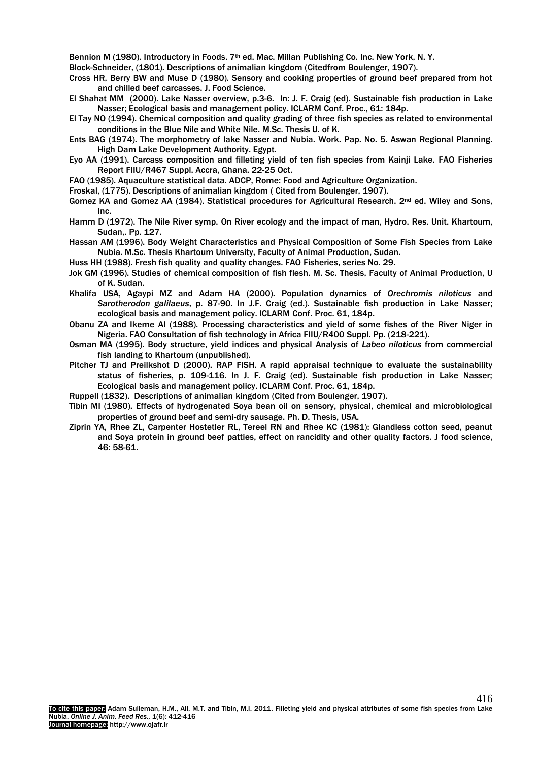Bennion M (1980). Introductory in Foods. 7th ed. Mac. Millan Publishing Co. Inc. New York, N. Y.

Block-Schneider, (1801). Descriptions of animalian kingdom (Citedfrom Boulenger, 1907).

Cross HR, Berry BW and Muse D (1980). Sensory and cooking properties of ground beef prepared from hot and chilled beef carcasses. J. Food Science.

El Shahat MM (2000). Lake Nasser overview, p.3-6. In: J. F. Craig (ed). Sustainable fish production in Lake Nasser; Ecological basis and management policy. ICLARM Conf. Proc., 61: 184p.

El Tay NO (1994). Chemical composition and quality grading of three fish species as related to environmental conditions in the Blue Nile and White Nile. M.Sc. Thesis U. of K.

Ents BAG (1974). The morphometry of lake Nasser and Nubia. Work. Pap. No. 5. Aswan Regional Planning. High Dam Lake Development Authority. Egypt.

Eyo AA (1991). Carcass composition and filleting yield of ten fish species from Kainji Lake. FAO Fisheries Report FIIU/R467 Suppl. Accra, Ghana. 22-25 Oct.

FAO (1985). Aquaculture statistical data. ADCP, Rome: Food and Agriculture Organization.

Froskal, (1775). Descriptions of animalian kingdom ( Cited from Boulenger, 1907).

Gomez KA and Gomez AA (1984). Statistical procedures for Agricultural Research. 2nd ed. Wiley and Sons, Inc.

Hamm D (1972). The Nile River symp. On River ecology and the impact of man, Hydro. Res. Unit. Khartoum, Sudan,. Pp. 127.

Hassan AM (1996). Body Weight Characteristics and Physical Composition of Some Fish Species from Lake Nubia. M.Sc. Thesis Khartoum University, Faculty of Animal Production, Sudan.

Huss HH (1988). Fresh fish quality and quality changes. FAO Fisheries, series No. 29.

Jok GM (1996). Studies of chemical composition of fish flesh. M. Sc. Thesis, Faculty of Animal Production, U of K. Sudan.

Khalifa USA, Agaypi MZ and Adam HA (2000). Population dynamics of *Orechromis niloticus* and *Sarotherodon galilaeus*, p. 87-90. In J.F. Craig (ed.). Sustainable fish production in Lake Nasser; ecological basis and management policy. ICLARM Conf. Proc. 61, 184p.

Obanu ZA and Ikeme AI (1988). Processing characteristics and yield of some fishes of the River Niger in Nigeria. FAO Consultation of fish technology in Africa FIIU/R400 Suppl. Pp. (218-221).

Osman MA (1995). Body structure, yield indices and physical Analysis of *Labeo niloticus* from commercial fish landing to Khartoum (unpublished).

Pitcher TJ and Preilkshot D (2000). RAP FISH. A rapid appraisal technique to evaluate the sustainability status of fisheries, p. 109-116. In J. F. Craig (ed). Sustainable fish production in Lake Nasser; Ecological basis and management policy. ICLARM Conf. Proc. 61, 184p.

Ruppell (1832). Descriptions of animalian kingdom (Cited from Boulenger, 1907).

Tibin MI (1980). Effects of hydrogenated Soya bean oil on sensory, physical, chemical and microbiological properties of ground beef and semi-dry sausage. Ph. D. Thesis, USA.

Ziprin YA, Rhee ZL, Carpenter Hostetler RL, Tereel RN and Rhee KC (1981): Glandless cotton seed, peanut and Soya protein in ground beef patties, effect on rancidity and other quality factors. J food science, 46: 58-61.